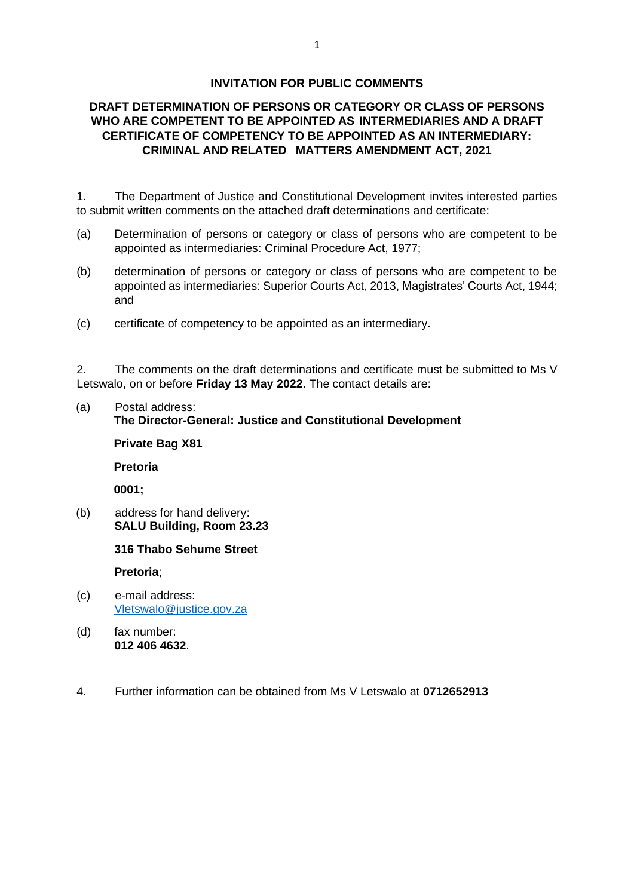**INVITATION FOR PUBLIC COMMENTS**

**DRAFT DETERMINATION OF PERSONS OR CATEGORY OR CLASS OF PERSONS WHO ARE COMPETENT TO BE APPOINTED AS INTERMEDIARIES AND A DRAFT CERTIFICATE OF COMPETENCY TO BE APPOINTED AS AN INTERMEDIARY: CRIMINAL AND RELATED MATTERS AMENDMENT ACT, 2021**

1. The Department of Justice and Constitutional Development invites interested parties to submit written comments on the attached draft determinations and certificate:

(a) Determination of persons or category or class of persons who are competent to be appointed as intermediaries: Criminal Procedure Act, 1977;

(b) determination of persons or category or class of persons who are competent to be appointed as intermediaries: Superior Courts Act, 2013, Magistrates' Courts Act, 1944; and

(c) certificate of competency to be appointed as an intermediary.

2. The comments on the draft determinations and certificate must be submitted to Ms V Letswalo, on or before **Friday 13 May 2022**. The contact details are:

(a) Postal address:
**The Director-General: Justice and Constitutional Development**

**Private Bag X81**

**Pretoria**

**0001;**

(b) address for hand delivery:
**SALU Building, Room 23.23**

**316 Thabo Sehume Street**

**Pretoria**;

(c) e-mail address:
Vletswalo@justice.gov.za

(d) fax number:
**012 406 4632**.

4. Further information can be obtained from Ms V Letswalo at **0712652913**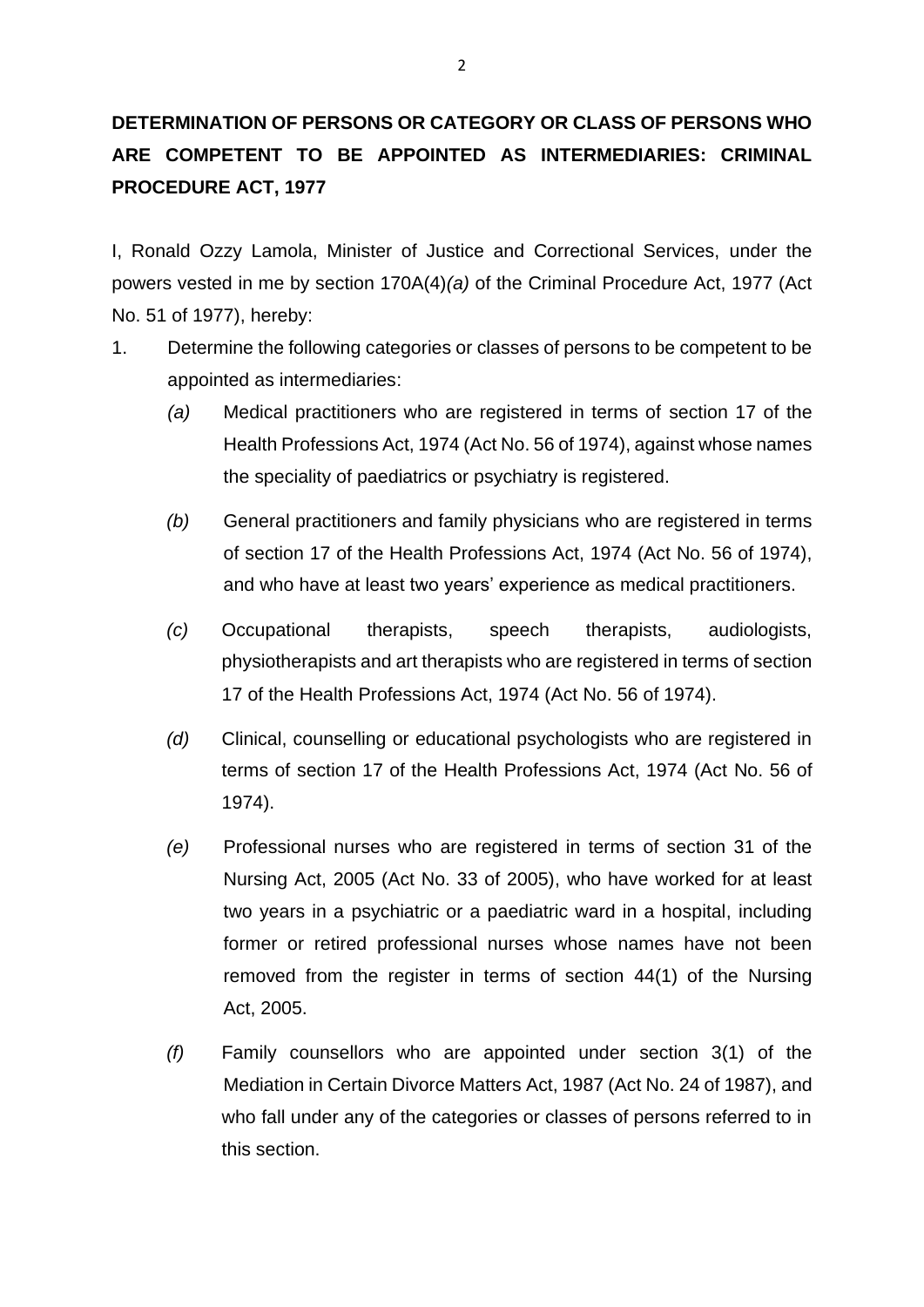**DETERMINATION OF PERSONS OR CATEGORY OR CLASS OF PERSONS WHO ARE COMPETENT TO BE APPOINTED AS INTERMEDIARIES: CRIMINAL PROCEDURE ACT, 1977**

I, Ronald Ozzy Lamola, Minister of Justice and Correctional Services, under the powers vested in me by section 170A(4)*(a)* of the Criminal Procedure Act, 1977 (Act No. 51 of 1977), hereby:

1. Determine the following categories or classes of persons to be competent to be appointed as intermediaries:

   *(a)* Medical practitioners who are registered in terms of section 17 of the Health Professions Act, 1974 (Act No. 56 of 1974), against whose names the speciality of paediatrics or psychiatry is registered.

   *(b)* General practitioners and family physicians who are registered in terms of section 17 of the Health Professions Act, 1974 (Act No. 56 of 1974), and who have at least two years' experience as medical practitioners.

   *(c)* Occupational therapists, speech therapists, audiologists, physiotherapists and art therapists who are registered in terms of section 17 of the Health Professions Act, 1974 (Act No. 56 of 1974).

   *(d)* Clinical, counselling or educational psychologists who are registered in terms of section 17 of the Health Professions Act, 1974 (Act No. 56 of 1974).

   *(e)* Professional nurses who are registered in terms of section 31 of the Nursing Act, 2005 (Act No. 33 of 2005), who have worked for at least two years in a psychiatric or a paediatric ward in a hospital, including former or retired professional nurses whose names have not been removed from the register in terms of section 44(1) of the Nursing Act, 2005.

   *(f)* Family counsellors who are appointed under section 3(1) of the Mediation in Certain Divorce Matters Act, 1987 (Act No. 24 of 1987), and who fall under any of the categories or classes of persons referred to in this section.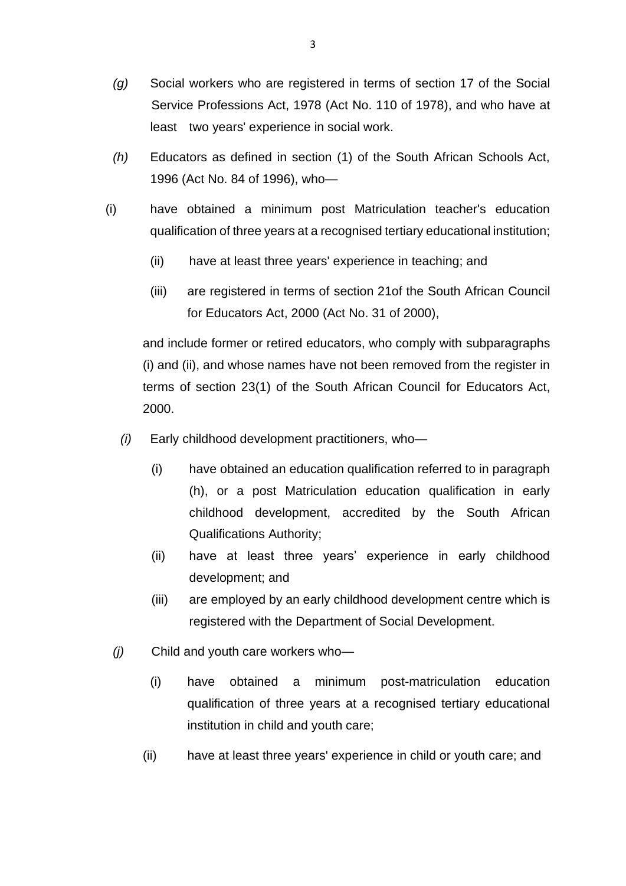*(g)* Social workers who are registered in terms of section 17 of the Social Service Professions Act, 1978 (Act No. 110 of 1978), and who have at least two years' experience in social work.

*(h)* Educators as defined in section (1) of the South African Schools Act, 1996 (Act No. 84 of 1996), who—

(i) have obtained a minimum post Matriculation teacher's education qualification of three years at a recognised tertiary educational institution;

(ii) have at least three years' experience in teaching; and

(iii) are registered in terms of section 21of the South African Council for Educators Act, 2000 (Act No. 31 of 2000),

and include former or retired educators, who comply with subparagraphs (i) and (ii), and whose names have not been removed from the register in terms of section 23(1) of the South African Council for Educators Act, 2000.

*(i)* Early childhood development practitioners, who—

(i) have obtained an education qualification referred to in paragraph (h), or a post Matriculation education qualification in early childhood development, accredited by the South African Qualifications Authority;

(ii) have at least three years' experience in early childhood development; and

(iii) are employed by an early childhood development centre which is registered with the Department of Social Development.

*(j)* Child and youth care workers who—

(i) have obtained a minimum post-matriculation education qualification of three years at a recognised tertiary educational institution in child and youth care;

(ii) have at least three years' experience in child or youth care; and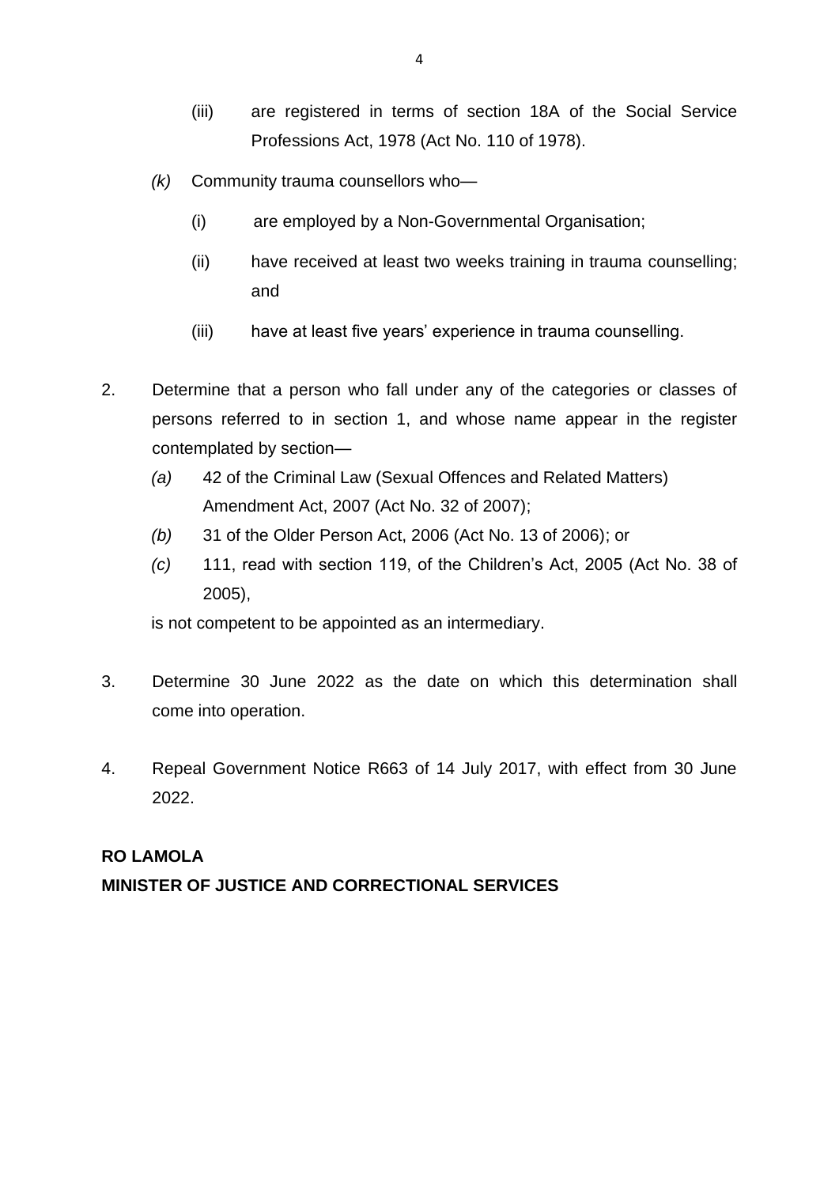(iii) are registered in terms of section 18A of the Social Service Professions Act, 1978 (Act No. 110 of 1978).

*(k)* Community trauma counsellors who—

(i) are employed by a Non-Governmental Organisation;

(ii) have received at least two weeks training in trauma counselling; and

(iii) have at least five years' experience in trauma counselling.

2. Determine that a person who fall under any of the categories or classes of persons referred to in section 1, and whose name appear in the register contemplated by section—

*(a)* 42 of the Criminal Law (Sexual Offences and Related Matters) Amendment Act, 2007 (Act No. 32 of 2007);

*(b)* 31 of the Older Person Act, 2006 (Act No. 13 of 2006); or

*(c)* 111, read with section 119, of the Children's Act, 2005 (Act No. 38 of 2005),

is not competent to be appointed as an intermediary.

3. Determine 30 June 2022 as the date on which this determination shall come into operation.

4. Repeal Government Notice R663 of 14 July 2017, with effect from 30 June 2022.

**RO LAMOLA**
**MINISTER OF JUSTICE AND CORRECTIONAL SERVICES**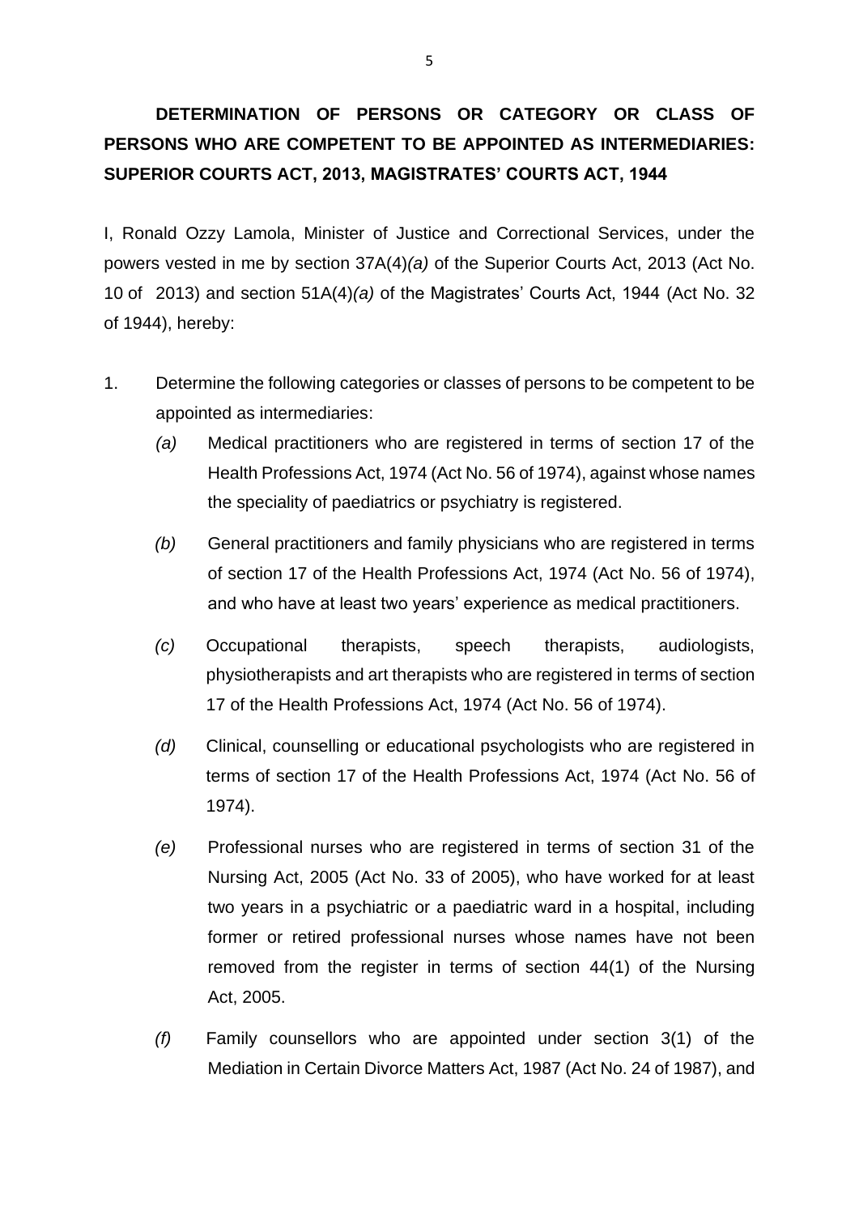**DETERMINATION OF PERSONS OR CATEGORY OR CLASS OF PERSONS WHO ARE COMPETENT TO BE APPOINTED AS INTERMEDIARIES: SUPERIOR COURTS ACT, 2013, MAGISTRATES' COURTS ACT, 1944**

I, Ronald Ozzy Lamola, Minister of Justice and Correctional Services, under the powers vested in me by section 37A(4)*(a)* of the Superior Courts Act, 2013 (Act No. 10 of 2013) and section 51A(4)*(a)* of the Magistrates' Courts Act, 1944 (Act No. 32 of 1944), hereby:

1. Determine the following categories or classes of persons to be competent to be appointed as intermediaries:

   *(a)* Medical practitioners who are registered in terms of section 17 of the Health Professions Act, 1974 (Act No. 56 of 1974), against whose names the speciality of paediatrics or psychiatry is registered.

   *(b)* General practitioners and family physicians who are registered in terms of section 17 of the Health Professions Act, 1974 (Act No. 56 of 1974), and who have at least two years' experience as medical practitioners.

   *(c)* Occupational therapists, speech therapists, audiologists, physiotherapists and art therapists who are registered in terms of section 17 of the Health Professions Act, 1974 (Act No. 56 of 1974).

   *(d)* Clinical, counselling or educational psychologists who are registered in terms of section 17 of the Health Professions Act, 1974 (Act No. 56 of 1974).

   *(e)* Professional nurses who are registered in terms of section 31 of the Nursing Act, 2005 (Act No. 33 of 2005), who have worked for at least two years in a psychiatric or a paediatric ward in a hospital, including former or retired professional nurses whose names have not been removed from the register in terms of section 44(1) of the Nursing Act, 2005.

   *(f)* Family counsellors who are appointed under section 3(1) of the Mediation in Certain Divorce Matters Act, 1987 (Act No. 24 of 1987), and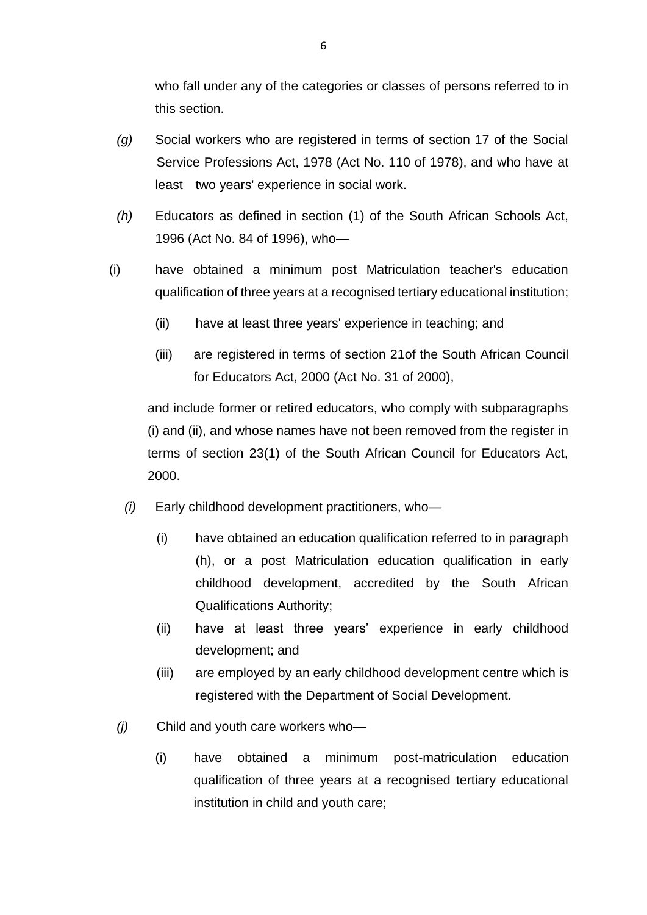who fall under any of the categories or classes of persons referred to in this section.

*(g)* Social workers who are registered in terms of section 17 of the Social Service Professions Act, 1978 (Act No. 110 of 1978), and who have at least two years' experience in social work.

*(h)* Educators as defined in section (1) of the South African Schools Act, 1996 (Act No. 84 of 1996), who—

(i) have obtained a minimum post Matriculation teacher's education qualification of three years at a recognised tertiary educational institution;

(ii) have at least three years' experience in teaching; and

(iii) are registered in terms of section 21of the South African Council for Educators Act, 2000 (Act No. 31 of 2000),

and include former or retired educators, who comply with subparagraphs (i) and (ii), and whose names have not been removed from the register in terms of section 23(1) of the South African Council for Educators Act, 2000.

*(i)* Early childhood development practitioners, who—

(i) have obtained an education qualification referred to in paragraph (h), or a post Matriculation education qualification in early childhood development, accredited by the South African Qualifications Authority;

(ii) have at least three years' experience in early childhood development; and

(iii) are employed by an early childhood development centre which is registered with the Department of Social Development.

*(j)* Child and youth care workers who—

(i) have obtained a minimum post-matriculation education qualification of three years at a recognised tertiary educational institution in child and youth care;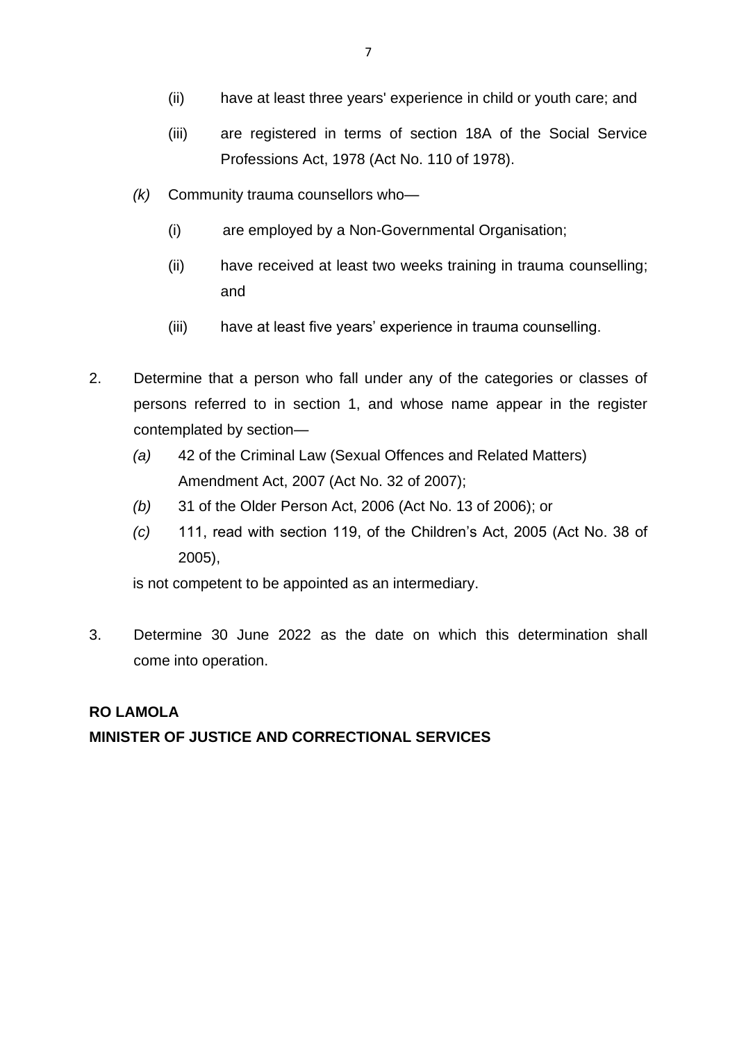(ii) have at least three years' experience in child or youth care; and

(iii) are registered in terms of section 18A of the Social Service Professions Act, 1978 (Act No. 110 of 1978).

*(k)* Community trauma counsellors who—

(i) are employed by a Non-Governmental Organisation;

(ii) have received at least two weeks training in trauma counselling; and

(iii) have at least five years' experience in trauma counselling.

2. Determine that a person who fall under any of the categories or classes of persons referred to in section 1, and whose name appear in the register contemplated by section—

*(a)* 42 of the Criminal Law (Sexual Offences and Related Matters) Amendment Act, 2007 (Act No. 32 of 2007);

*(b)* 31 of the Older Person Act, 2006 (Act No. 13 of 2006); or

*(c)* 111, read with section 119, of the Children's Act, 2005 (Act No. 38 of 2005),

is not competent to be appointed as an intermediary.

3. Determine 30 June 2022 as the date on which this determination shall come into operation.

**RO LAMOLA**
**MINISTER OF JUSTICE AND CORRECTIONAL SERVICES**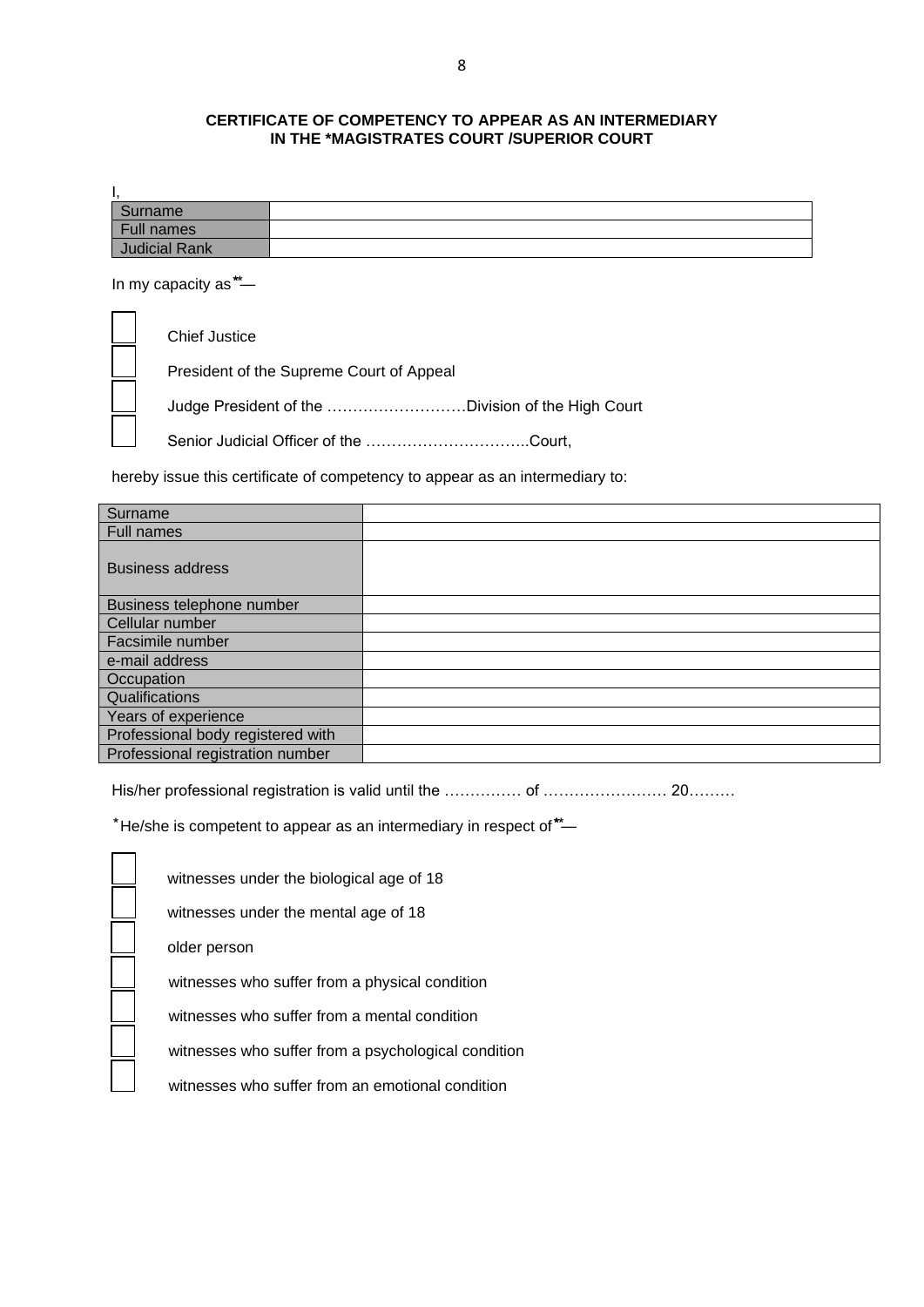**CERTIFICATE OF COMPETENCY TO APPEAR AS AN INTERMEDIARY IN THE \*MAGISTRATES COURT /SUPERIOR COURT**

I,

| Surname | |
|---|---|
| Full names | |
| Judicial Rank | |

In my capacity as**—

- ☐ Chief Justice
- ☐ President of the Supreme Court of Appeal
- ☐ Judge President of the ………………………Division of the High Court
- ☐ Senior Judicial Officer of the …………………………..Court,

hereby issue this certificate of competency to appear as an intermediary to:

| Surname | |
|---|---|
| Full names | |
| Business address | |
| Business telephone number | |
| Cellular number | |
| Facsimile number | |
| e-mail address | |
| Occupation | |
| Qualifications | |
| Years of experience | |
| Professional body registered with | |
| Professional registration number | |

His/her professional registration is valid until the …………… of …………………… 20………

*He/she is competent to appear as an intermediary in respect of**—

- ☐ witnesses under the biological age of 18
- ☐ witnesses under the mental age of 18
- ☐ older person
- ☐ witnesses who suffer from a physical condition
- ☐ witnesses who suffer from a mental condition
- ☐ witnesses who suffer from a psychological condition
- ☐ witnesses who suffer from an emotional condition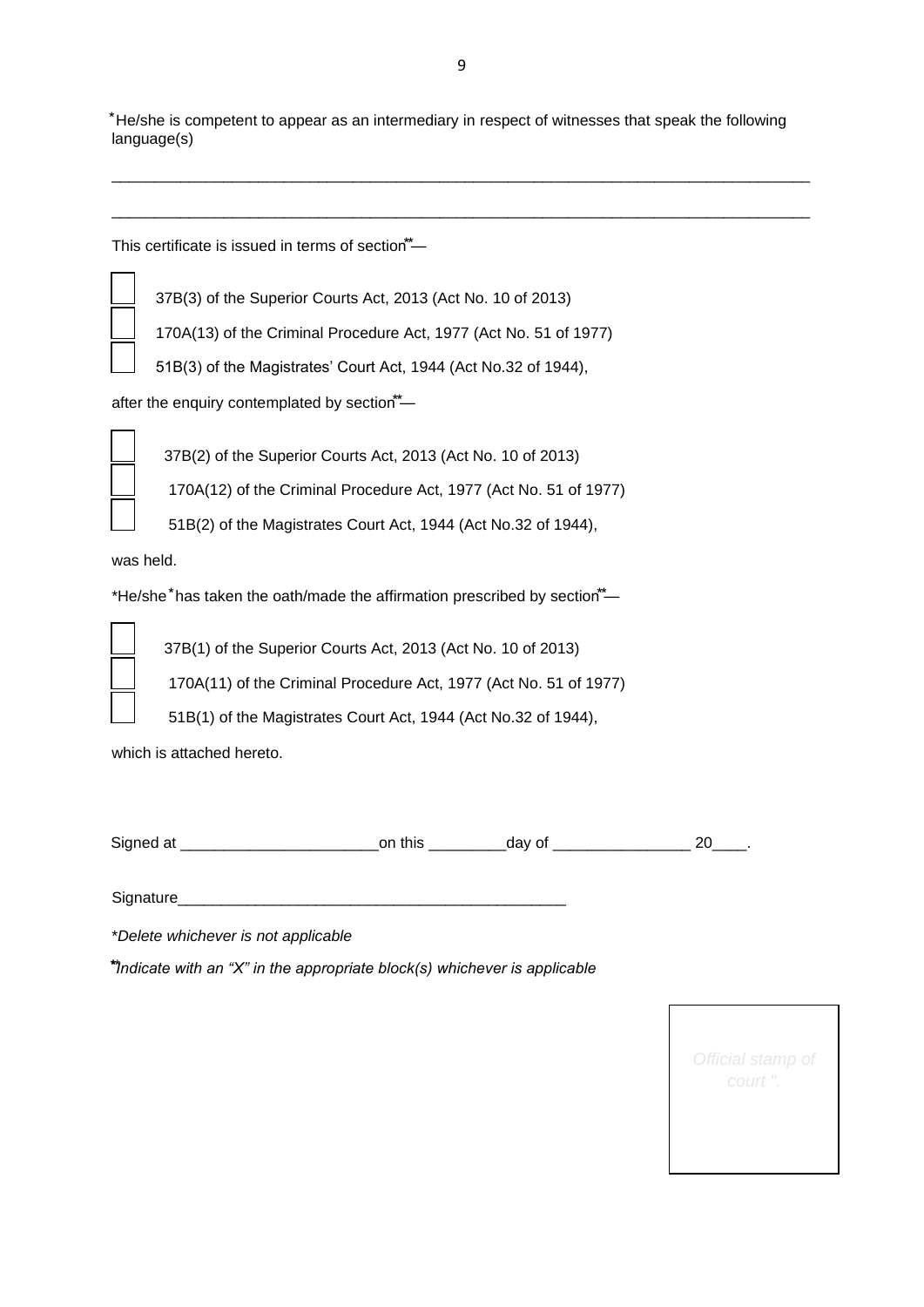*He/she is competent to appear as an intermediary in respect of witnesses that speak the following language(s)

______________________________________________________________________________

______________________________________________________________________________

This certificate is issued in terms of section**—

☐ 37B(3) of the Superior Courts Act, 2013 (Act No. 10 of 2013)

☐ 170A(13) of the Criminal Procedure Act, 1977 (Act No. 51 of 1977)

☐ 51B(3) of the Magistrates' Court Act, 1944 (Act No.32 of 1944),

after the enquiry contemplated by section**—

☐ 37B(2) of the Superior Courts Act, 2013 (Act No. 10 of 2013)

☐ 170A(12) of the Criminal Procedure Act, 1977 (Act No. 51 of 1977)

☐ 51B(2) of the Magistrates Court Act, 1944 (Act No.32 of 1944),

was held.

*He/she*has taken the oath/made the affirmation prescribed by section**—

☐ 37B(1) of the Superior Courts Act, 2013 (Act No. 10 of 2013)

☐ 170A(11) of the Criminal Procedure Act, 1977 (Act No. 51 of 1977)

☐ 51B(1) of the Magistrates Court Act, 1944 (Act No.32 of 1944),

which is attached hereto.

Signed at _______________________on this _________day of ________________ 20____.

Signature_______________________________________________

*\*Delete whichever is not applicable*

*\*\*Indicate with an "X" in the appropriate block(s) whichever is applicable*

*Official stamp of court ".*